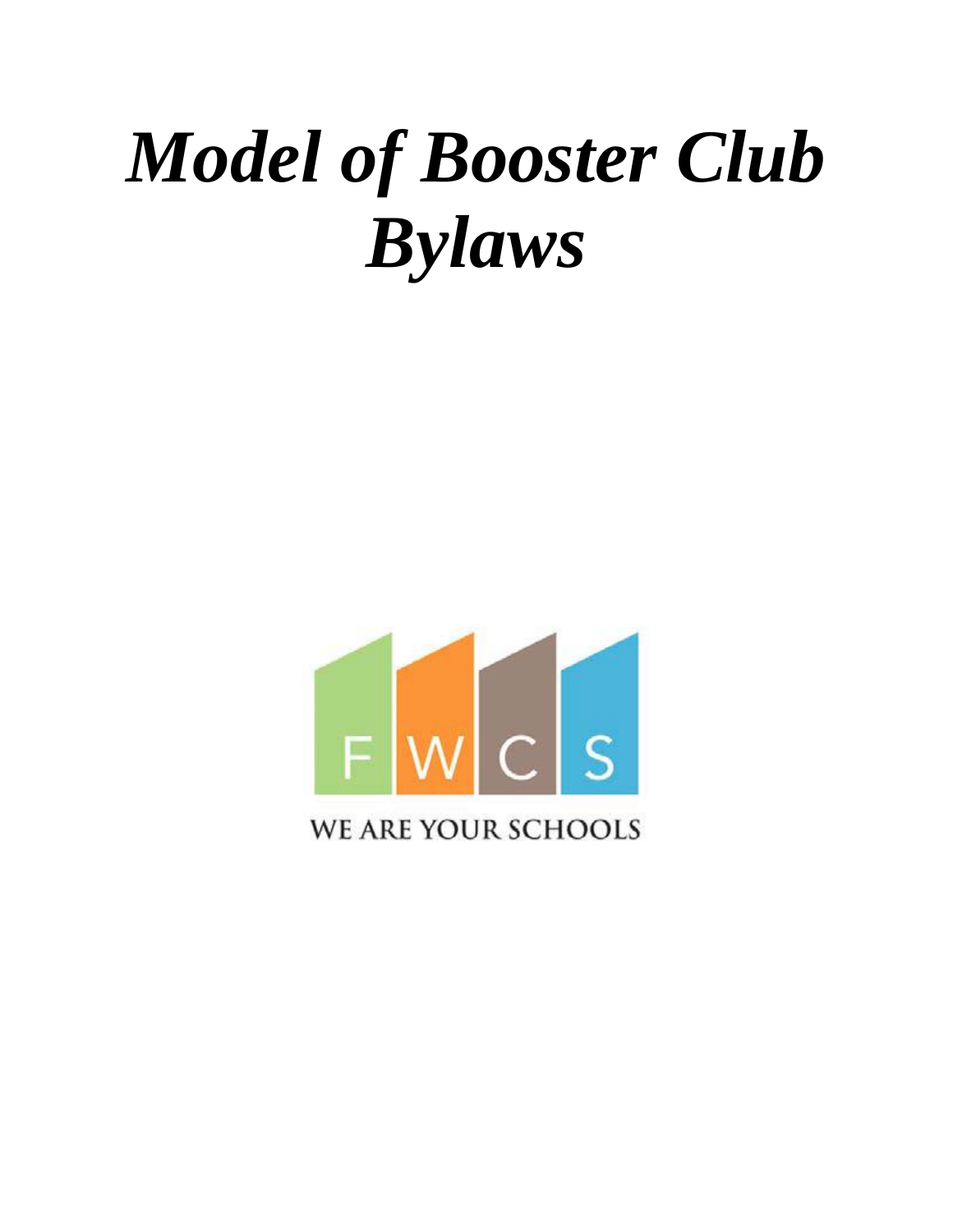# *Model of Booster Club Bylaws*

F W C S

WE ARE YOUR SCHOOLS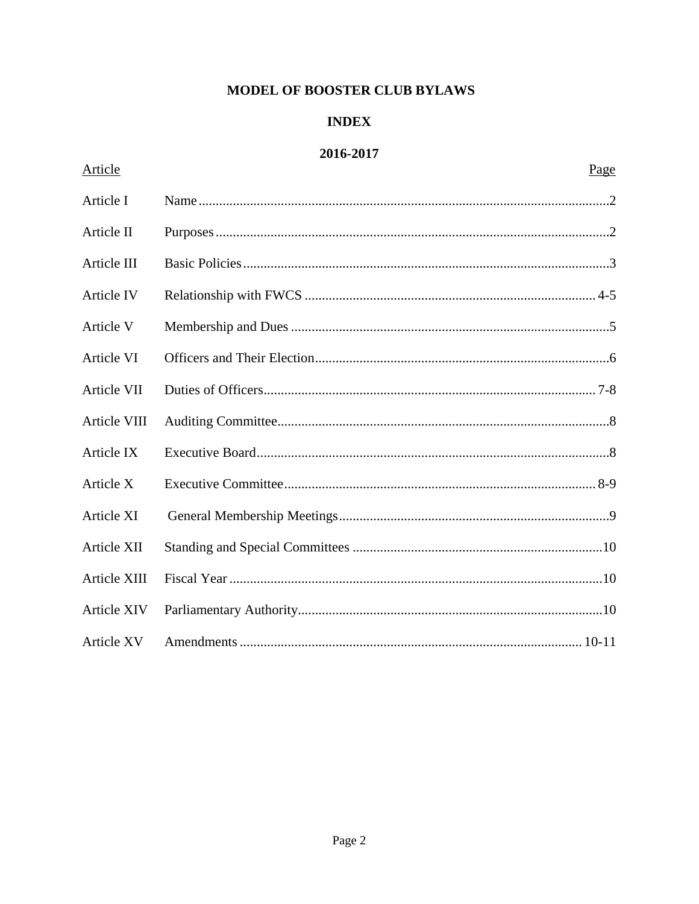# MODEL OF BOOSTER CLUB BYLAWS

## INDEX

## 2016-2017

| Article | | Page |
|---|---|---|
| Article I | Name | 2 |
| Article II | Purposes | 2 |
| Article III | Basic Policies | 3 |
| Article IV | Relationship with FWCS | 4-5 |
| Article V | Membership and Dues | 5 |
| Article VI | Officers and Their Election | 6 |
| Article VII | Duties of Officers | 7-8 |
| Article VIII | Auditing Committee | 8 |
| Article IX | Executive Board | 8 |
| Article X | Executive Committee | 8-9 |
| Article XI | General Membership Meetings | 9 |
| Article XII | Standing and Special Committees | 10 |
| Article XIII | Fiscal Year | 10 |
| Article XIV | Parliamentary Authority | 10 |
| Article XV | Amendments | 10-11 |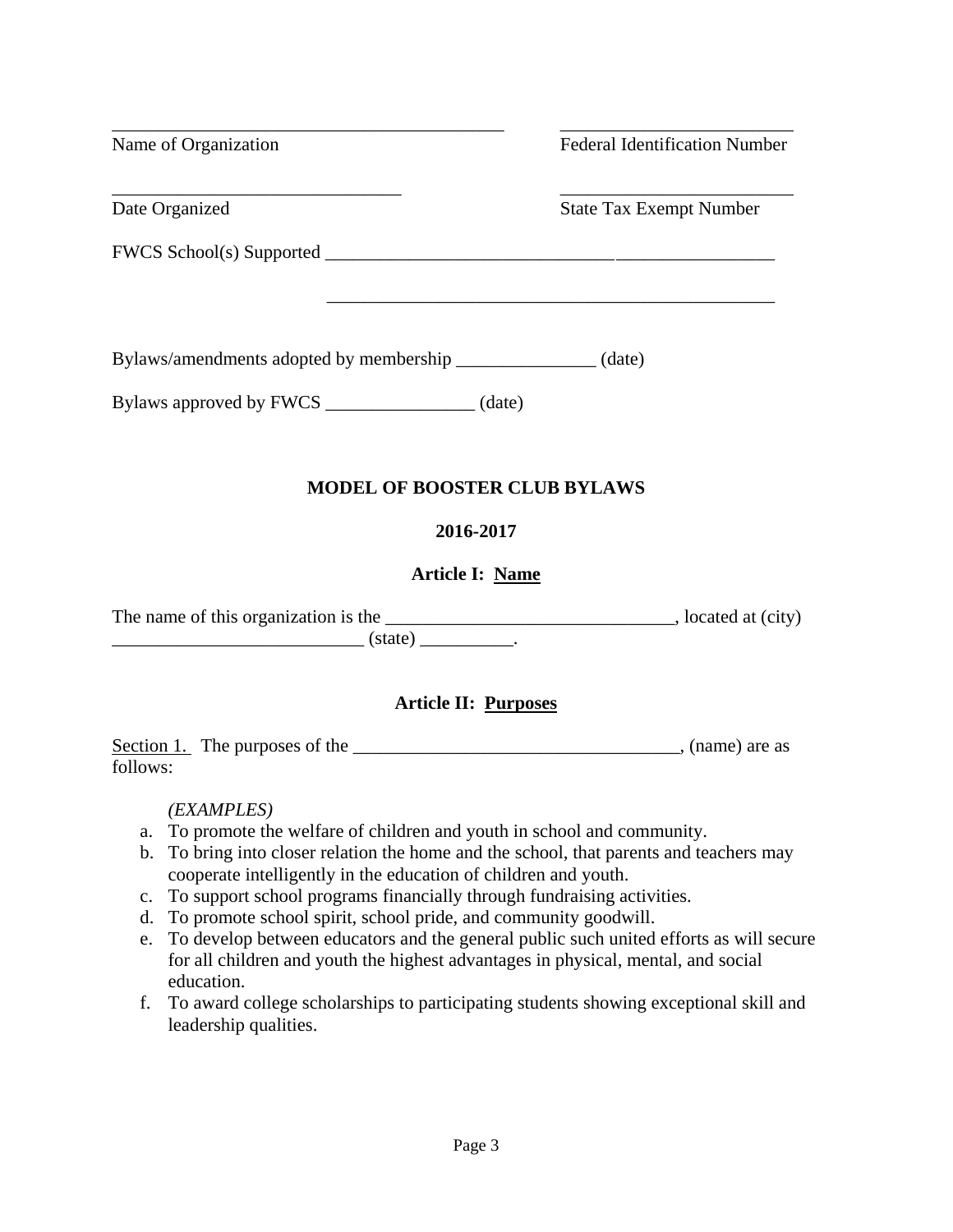\_\_\_\_\_\_\_\_\_\_\_\_\_\_\_\_\_\_\_\_\_\_\_\_\_\_\_\_\_\_\_\_\_\_\_\_\_\_\_\_\_\_ \_\_\_\_\_\_\_\_\_\_\_\_\_\_\_\_\_\_\_\_\_\_\_\_\_

Name of Organization    Federal Identification Number

\_\_\_\_\_\_\_\_\_\_\_\_\_\_\_\_\_\_\_\_\_\_\_\_\_\_\_\_\_\_\_ \_\_\_\_\_\_\_\_\_\_\_\_\_\_\_\_\_\_\_\_\_\_\_\_\_

Date Organized    State Tax Exempt Number

FWCS School(s) Supported \_\_\_\_\_\_\_\_\_\_\_\_\_\_\_\_\_\_\_\_\_\_\_\_\_\_\_\_\_\_\_\_\_\_\_\_\_\_\_\_\_\_\_\_\_\_\_\_

\_\_\_\_\_\_\_\_\_\_\_\_\_\_\_\_\_\_\_\_\_\_\_\_\_\_\_\_\_\_\_\_\_\_\_\_\_\_\_\_\_\_\_\_\_\_\_\_

Bylaws/amendments adopted by membership \_\_\_\_\_\_\_\_\_\_\_\_\_\_\_ (date)

Bylaws approved by FWCS \_\_\_\_\_\_\_\_\_\_\_\_\_\_\_\_ (date)

## MODEL OF BOOSTER CLUB BYLAWS

## 2016-2017

### Article I: Name

The name of this organization is the \_\_\_\_\_\_\_\_\_\_\_\_\_\_\_\_\_\_\_\_\_\_\_\_\_\_\_\_\_\_\_, located at (city) \_\_\_\_\_\_\_\_\_\_\_\_\_\_\_\_\_\_\_\_\_\_\_\_\_\_\_ (state) \_\_\_\_\_\_\_\_\_\_.

### Article II: Purposes

Section 1. The purposes of the \_\_\_\_\_\_\_\_\_\_\_\_\_\_\_\_\_\_\_\_\_\_\_\_\_\_\_\_\_\_\_\_\_\_\_, (name) are as follows:

*(EXAMPLES)*

a. To promote the welfare of children and youth in school and community.
b. To bring into closer relation the home and the school, that parents and teachers may cooperate intelligently in the education of children and youth.
c. To support school programs financially through fundraising activities.
d. To promote school spirit, school pride, and community goodwill.
e. To develop between educators and the general public such united efforts as will secure for all children and youth the highest advantages in physical, mental, and social education.
f. To award college scholarships to participating students showing exceptional skill and leadership qualities.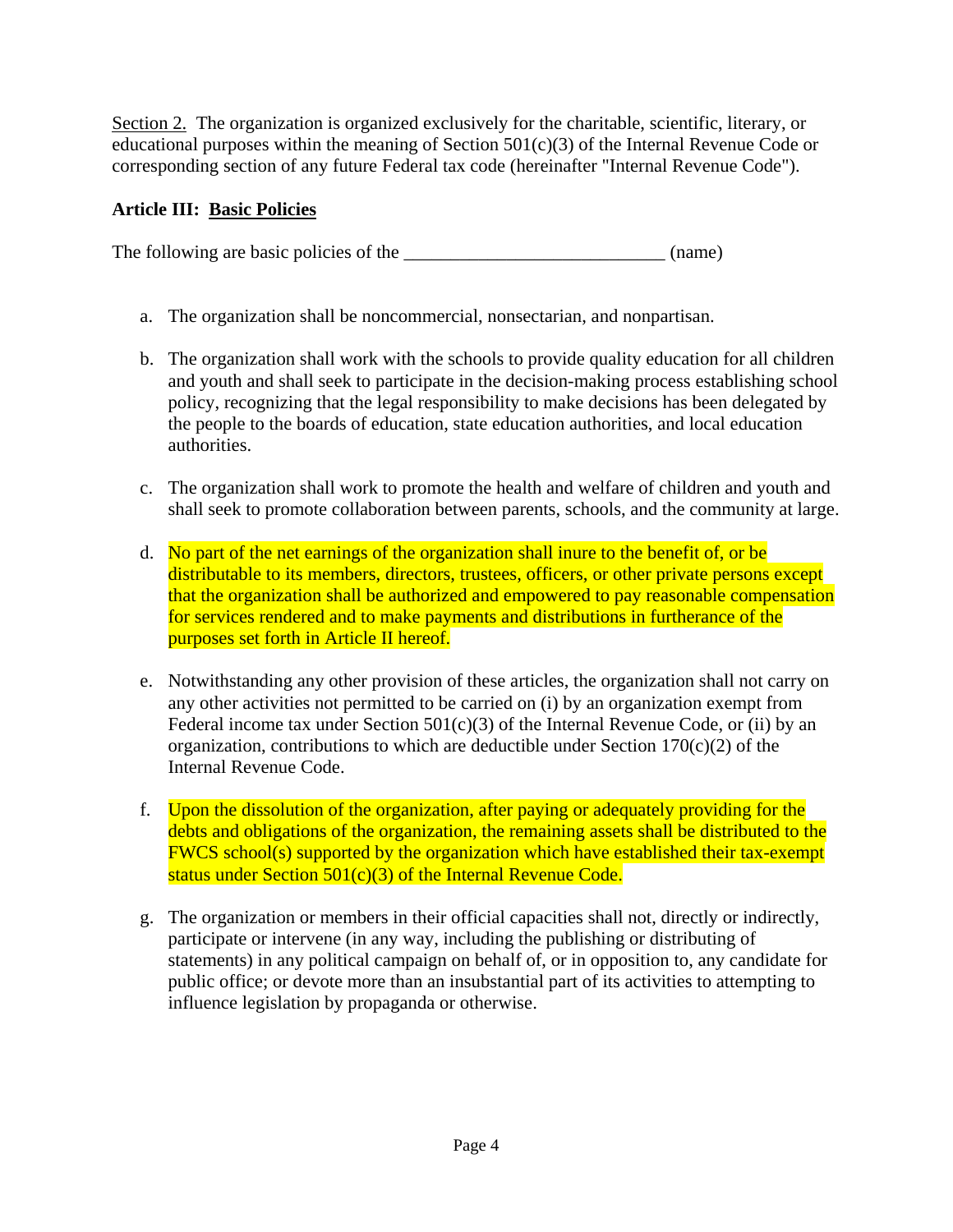<u>Section 2.</u> The organization is organized exclusively for the charitable, scientific, literary, or educational purposes within the meaning of Section 501(c)(3) of the Internal Revenue Code or corresponding section of any future Federal tax code (hereinafter "Internal Revenue Code").

**Article III: <u>Basic Policies</u>**

The following are basic policies of the ___________________________ (name)

a. The organization shall be noncommercial, nonsectarian, and nonpartisan.

b. The organization shall work with the schools to provide quality education for all children and youth and shall seek to participate in the decision-making process establishing school policy, recognizing that the legal responsibility to make decisions has been delegated by the people to the boards of education, state education authorities, and local education authorities.

c. The organization shall work to promote the health and welfare of children and youth and shall seek to promote collaboration between parents, schools, and the community at large.

d. No part of the net earnings of the organization shall inure to the benefit of, or be distributable to its members, directors, trustees, officers, or other private persons except that the organization shall be authorized and empowered to pay reasonable compensation for services rendered and to make payments and distributions in furtherance of the purposes set forth in Article II hereof.

e. Notwithstanding any other provision of these articles, the organization shall not carry on any other activities not permitted to be carried on (i) by an organization exempt from Federal income tax under Section 501(c)(3) of the Internal Revenue Code, or (ii) by an organization, contributions to which are deductible under Section 170(c)(2) of the Internal Revenue Code.

f. Upon the dissolution of the organization, after paying or adequately providing for the debts and obligations of the organization, the remaining assets shall be distributed to the FWCS school(s) supported by the organization which have established their tax-exempt status under Section 501(c)(3) of the Internal Revenue Code.

g. The organization or members in their official capacities shall not, directly or indirectly, participate or intervene (in any way, including the publishing or distributing of statements) in any political campaign on behalf of, or in opposition to, any candidate for public office; or devote more than an insubstantial part of its activities to attempting to influence legislation by propaganda or otherwise.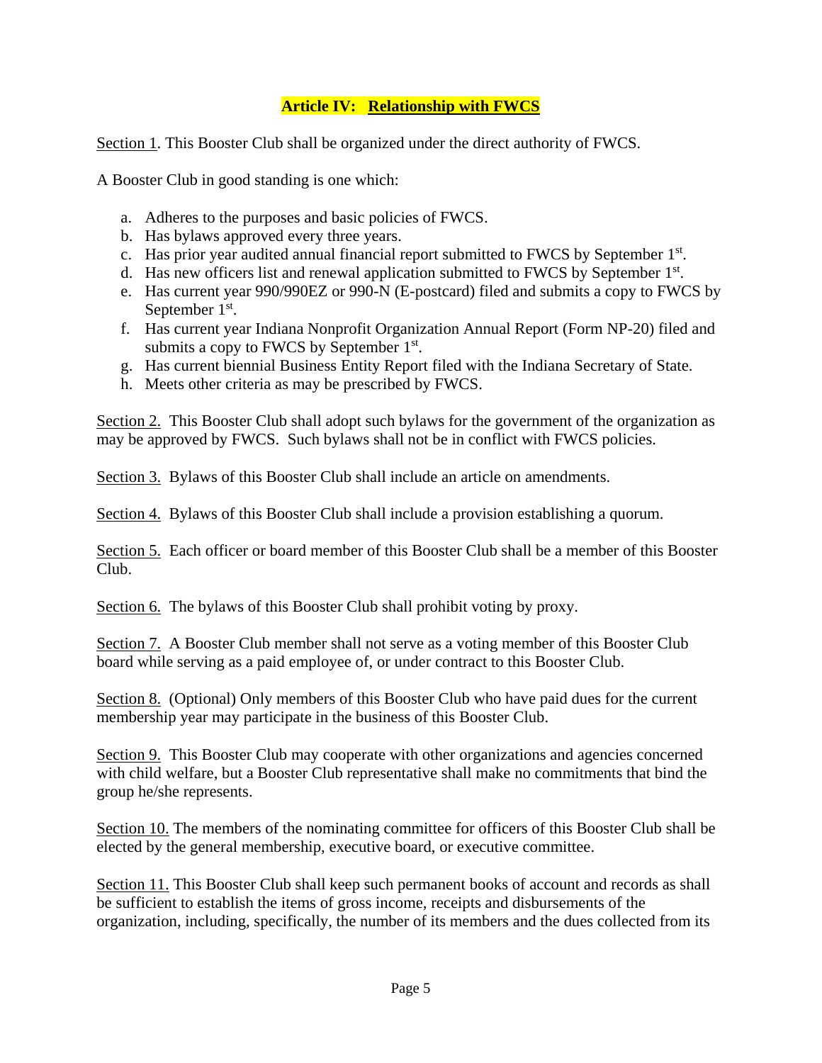## **Article IV: Relationship with FWCS**

Section 1. This Booster Club shall be organized under the direct authority of FWCS.

A Booster Club in good standing is one which:

a. Adheres to the purposes and basic policies of FWCS.
b. Has bylaws approved every three years.
c. Has prior year audited annual financial report submitted to FWCS by September 1st.
d. Has new officers list and renewal application submitted to FWCS by September 1st.
e. Has current year 990/990EZ or 990-N (E-postcard) filed and submits a copy to FWCS by September 1st.
f. Has current year Indiana Nonprofit Organization Annual Report (Form NP-20) filed and submits a copy to FWCS by September 1st.
g. Has current biennial Business Entity Report filed with the Indiana Secretary of State.
h. Meets other criteria as may be prescribed by FWCS.

Section 2. This Booster Club shall adopt such bylaws for the government of the organization as may be approved by FWCS. Such bylaws shall not be in conflict with FWCS policies.

Section 3. Bylaws of this Booster Club shall include an article on amendments.

Section 4. Bylaws of this Booster Club shall include a provision establishing a quorum.

Section 5. Each officer or board member of this Booster Club shall be a member of this Booster Club.

Section 6. The bylaws of this Booster Club shall prohibit voting by proxy.

Section 7. A Booster Club member shall not serve as a voting member of this Booster Club board while serving as a paid employee of, or under contract to this Booster Club.

Section 8. (Optional) Only members of this Booster Club who have paid dues for the current membership year may participate in the business of this Booster Club.

Section 9. This Booster Club may cooperate with other organizations and agencies concerned with child welfare, but a Booster Club representative shall make no commitments that bind the group he/she represents.

Section 10. The members of the nominating committee for officers of this Booster Club shall be elected by the general membership, executive board, or executive committee.

Section 11. This Booster Club shall keep such permanent books of account and records as shall be sufficient to establish the items of gross income, receipts and disbursements of the organization, including, specifically, the number of its members and the dues collected from its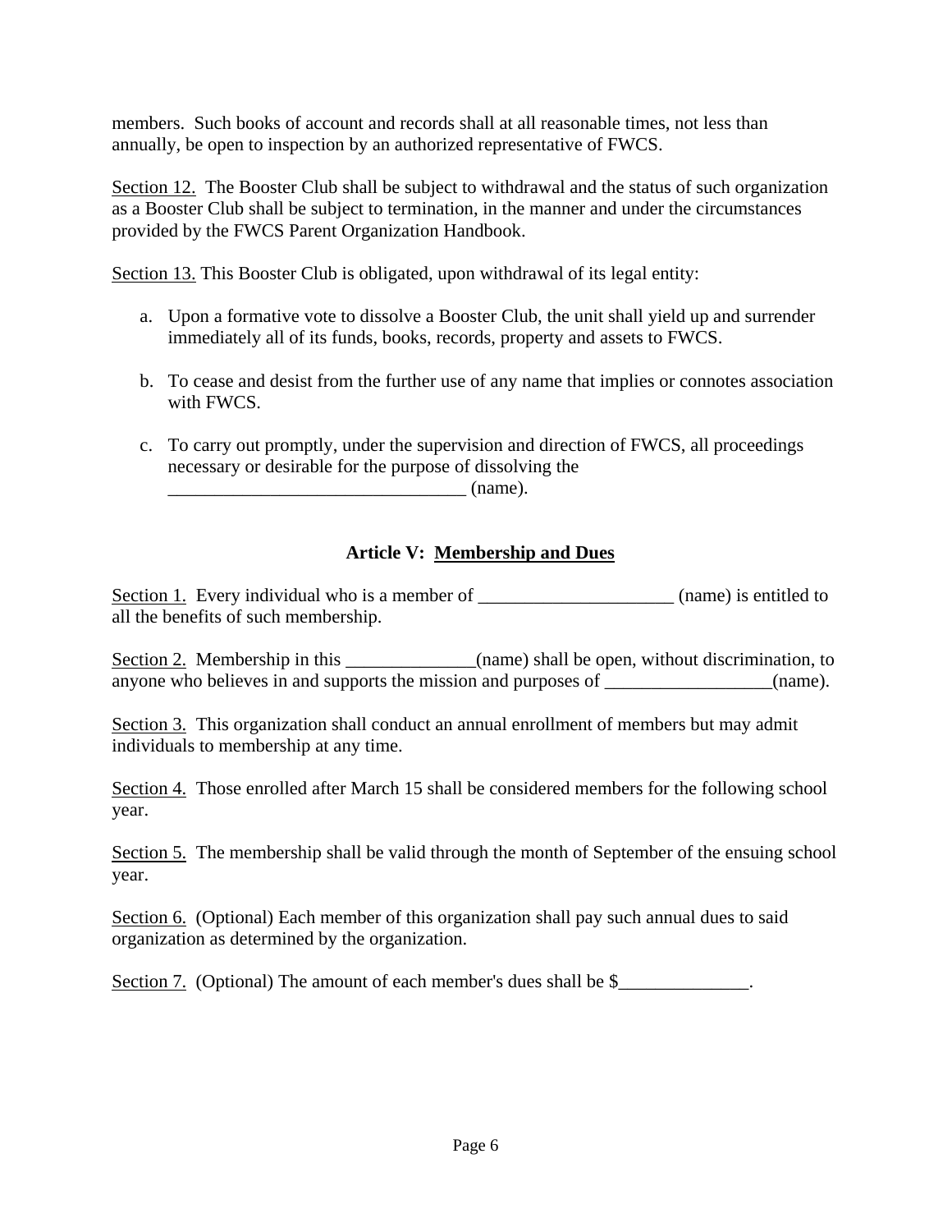members. Such books of account and records shall at all reasonable times, not less than annually, be open to inspection by an authorized representative of FWCS.

Section 12. The Booster Club shall be subject to withdrawal and the status of such organization as a Booster Club shall be subject to termination, in the manner and under the circumstances provided by the FWCS Parent Organization Handbook.

Section 13. This Booster Club is obligated, upon withdrawal of its legal entity:

a. Upon a formative vote to dissolve a Booster Club, the unit shall yield up and surrender immediately all of its funds, books, records, property and assets to FWCS.

b. To cease and desist from the further use of any name that implies or connotes association with FWCS.

c. To carry out promptly, under the supervision and direction of FWCS, all proceedings necessary or desirable for the purpose of dissolving the ________________________________ (name).

### Article V: Membership and Dues

Section 1. Every individual who is a member of _____________________ (name) is entitled to all the benefits of such membership.

Section 2. Membership in this ______________(name) shall be open, without discrimination, to anyone who believes in and supports the mission and purposes of __________________(name).

Section 3. This organization shall conduct an annual enrollment of members but may admit individuals to membership at any time.

Section 4. Those enrolled after March 15 shall be considered members for the following school year.

Section 5. The membership shall be valid through the month of September of the ensuing school year.

Section 6. (Optional) Each member of this organization shall pay such annual dues to said organization as determined by the organization.

Section 7. (Optional) The amount of each member's dues shall be $______________.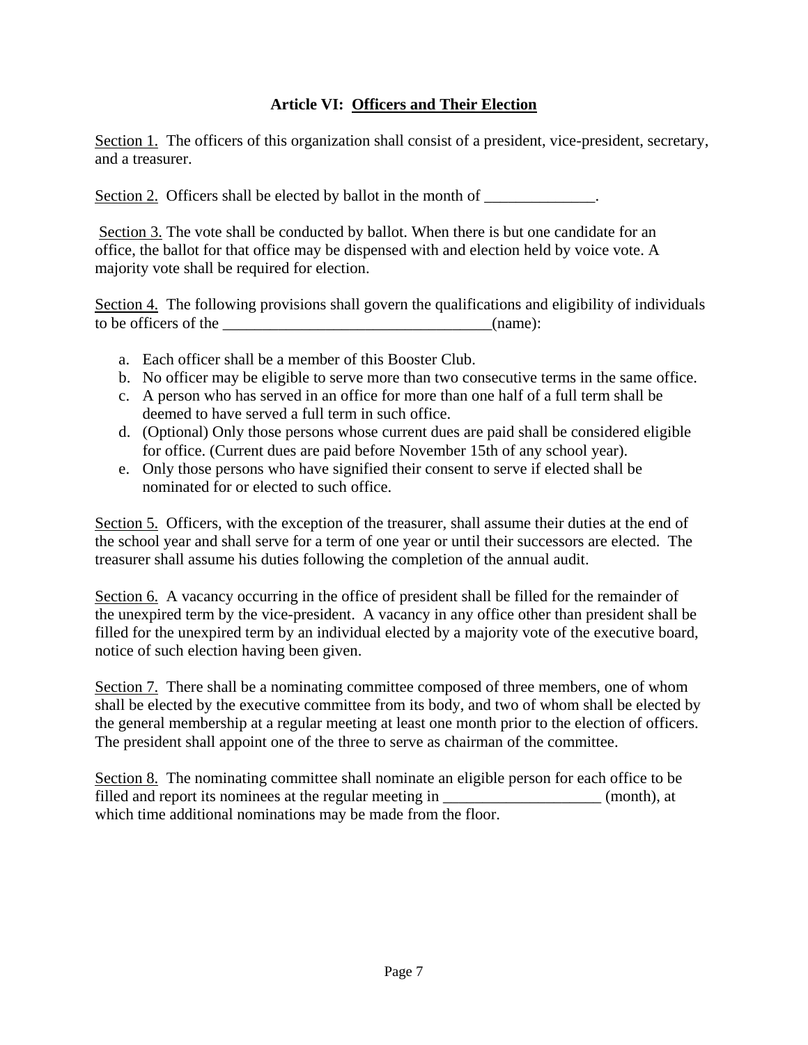## **Article VI: <u>Officers and Their Election</u>**

<u>Section 1.</u> The officers of this organization shall consist of a president, vice-president, secretary, and a treasurer.

<u>Section 2.</u> Officers shall be elected by ballot in the month of ______________.

<u>Section 3.</u> The vote shall be conducted by ballot. When there is but one candidate for an office, the ballot for that office may be dispensed with and election held by voice vote. A majority vote shall be required for election.

<u>Section 4.</u> The following provisions shall govern the qualifications and eligibility of individuals to be officers of the __________________________________(name):

a. Each officer shall be a member of this Booster Club.
b. No officer may be eligible to serve more than two consecutive terms in the same office.
c. A person who has served in an office for more than one half of a full term shall be deemed to have served a full term in such office.
d. (Optional) Only those persons whose current dues are paid shall be considered eligible for office. (Current dues are paid before November 15th of any school year).
e. Only those persons who have signified their consent to serve if elected shall be nominated for or elected to such office.

<u>Section 5.</u> Officers, with the exception of the treasurer, shall assume their duties at the end of the school year and shall serve for a term of one year or until their successors are elected. The treasurer shall assume his duties following the completion of the annual audit.

<u>Section 6.</u> A vacancy occurring in the office of president shall be filled for the remainder of the unexpired term by the vice-president. A vacancy in any office other than president shall be filled for the unexpired term by an individual elected by a majority vote of the executive board, notice of such election having been given.

<u>Section 7.</u> There shall be a nominating committee composed of three members, one of whom shall be elected by the executive committee from its body, and two of whom shall be elected by the general membership at a regular meeting at least one month prior to the election of officers. The president shall appoint one of the three to serve as chairman of the committee.

<u>Section 8.</u> The nominating committee shall nominate an eligible person for each office to be filled and report its nominees at the regular meeting in ____________________ (month), at which time additional nominations may be made from the floor.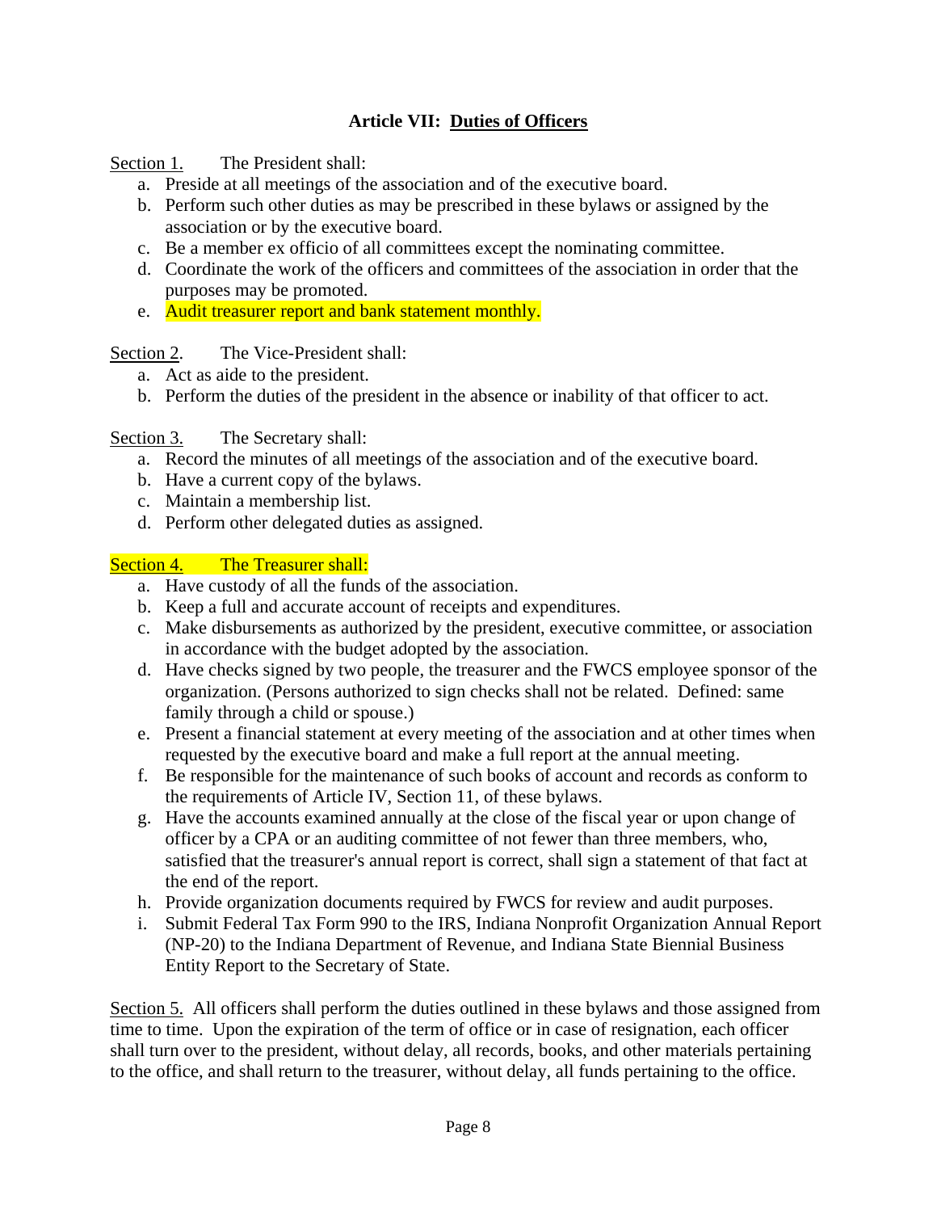## **Article VII: Duties of Officers**

Section 1. The President shall:

a. Preside at all meetings of the association and of the executive board.
b. Perform such other duties as may be prescribed in these bylaws or assigned by the association or by the executive board.
c. Be a member ex officio of all committees except the nominating committee.
d. Coordinate the work of the officers and committees of the association in order that the purposes may be promoted.
e. Audit treasurer report and bank statement monthly.

Section 2. The Vice-President shall:

a. Act as aide to the president.
b. Perform the duties of the president in the absence or inability of that officer to act.

Section 3. The Secretary shall:

a. Record the minutes of all meetings of the association and of the executive board.
b. Have a current copy of the bylaws.
c. Maintain a membership list.
d. Perform other delegated duties as assigned.

Section 4. The Treasurer shall:

a. Have custody of all the funds of the association.
b. Keep a full and accurate account of receipts and expenditures.
c. Make disbursements as authorized by the president, executive committee, or association in accordance with the budget adopted by the association.
d. Have checks signed by two people, the treasurer and the FWCS employee sponsor of the organization. (Persons authorized to sign checks shall not be related. Defined: same family through a child or spouse.)
e. Present a financial statement at every meeting of the association and at other times when requested by the executive board and make a full report at the annual meeting.
f. Be responsible for the maintenance of such books of account and records as conform to the requirements of Article IV, Section 11, of these bylaws.
g. Have the accounts examined annually at the close of the fiscal year or upon change of officer by a CPA or an auditing committee of not fewer than three members, who, satisfied that the treasurer's annual report is correct, shall sign a statement of that fact at the end of the report.
h. Provide organization documents required by FWCS for review and audit purposes.
i. Submit Federal Tax Form 990 to the IRS, Indiana Nonprofit Organization Annual Report (NP-20) to the Indiana Department of Revenue, and Indiana State Biennial Business Entity Report to the Secretary of State.

Section 5. All officers shall perform the duties outlined in these bylaws and those assigned from time to time. Upon the expiration of the term of office or in case of resignation, each officer shall turn over to the president, without delay, all records, books, and other materials pertaining to the office, and shall return to the treasurer, without delay, all funds pertaining to the office.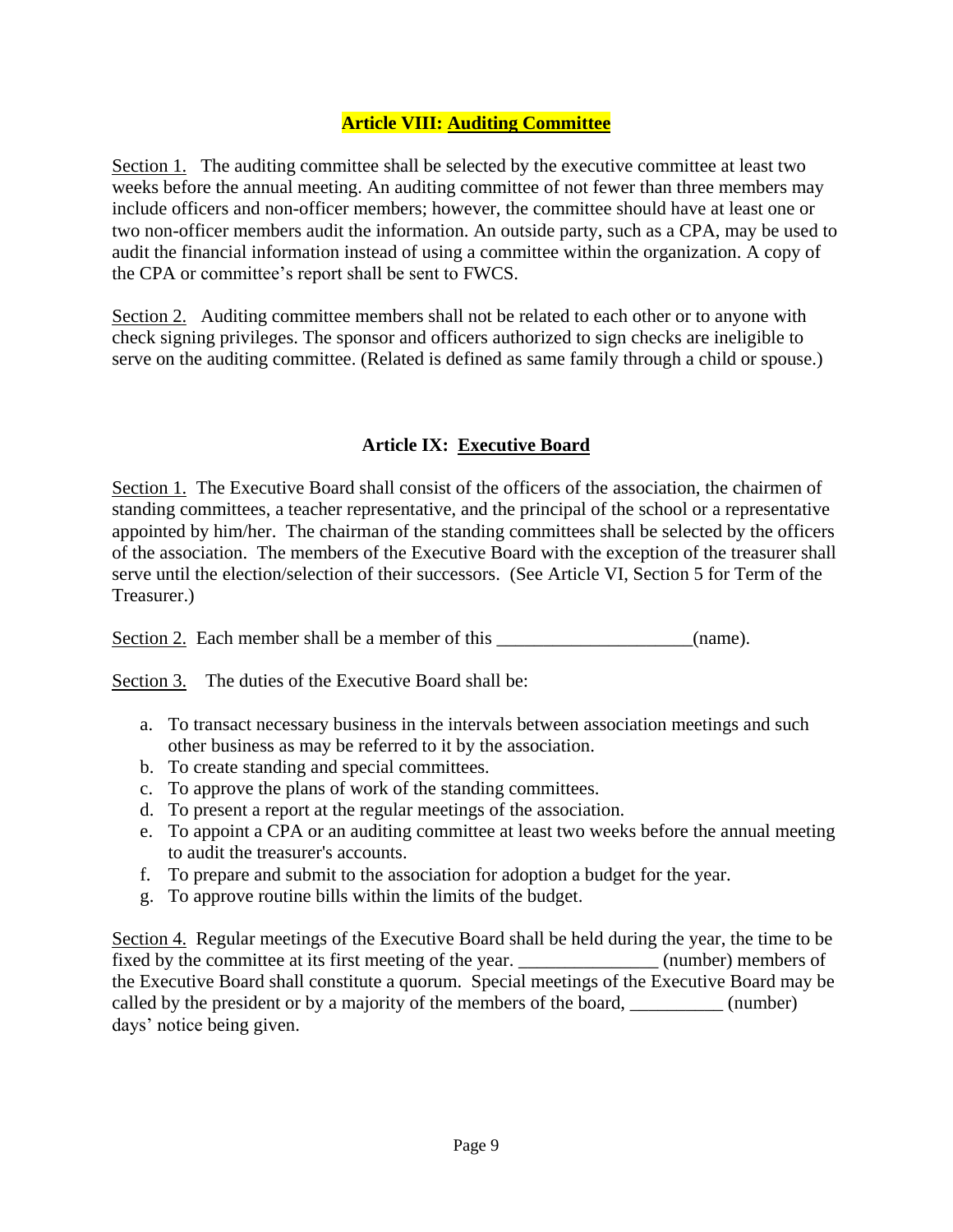## **Article VIII: Auditing Committee**

Section 1. The auditing committee shall be selected by the executive committee at least two weeks before the annual meeting. An auditing committee of not fewer than three members may include officers and non-officer members; however, the committee should have at least one or two non-officer members audit the information. An outside party, such as a CPA, may be used to audit the financial information instead of using a committee within the organization. A copy of the CPA or committee's report shall be sent to FWCS.

Section 2. Auditing committee members shall not be related to each other or to anyone with check signing privileges. The sponsor and officers authorized to sign checks are ineligible to serve on the auditing committee. (Related is defined as same family through a child or spouse.)

## **Article IX: Executive Board**

Section 1. The Executive Board shall consist of the officers of the association, the chairmen of standing committees, a teacher representative, and the principal of the school or a representative appointed by him/her. The chairman of the standing committees shall be selected by the officers of the association. The members of the Executive Board with the exception of the treasurer shall serve until the election/selection of their successors. (See Article VI, Section 5 for Term of the Treasurer.)

Section 2. Each member shall be a member of this _____________________(name).

Section 3. The duties of the Executive Board shall be:

a. To transact necessary business in the intervals between association meetings and such other business as may be referred to it by the association.
b. To create standing and special committees.
c. To approve the plans of work of the standing committees.
d. To present a report at the regular meetings of the association.
e. To appoint a CPA or an auditing committee at least two weeks before the annual meeting to audit the treasurer's accounts.
f. To prepare and submit to the association for adoption a budget for the year.
g. To approve routine bills within the limits of the budget.

Section 4. Regular meetings of the Executive Board shall be held during the year, the time to be fixed by the committee at its first meeting of the year. _______________ (number) members of the Executive Board shall constitute a quorum. Special meetings of the Executive Board may be called by the president or by a majority of the members of the board, __________ (number) days' notice being given.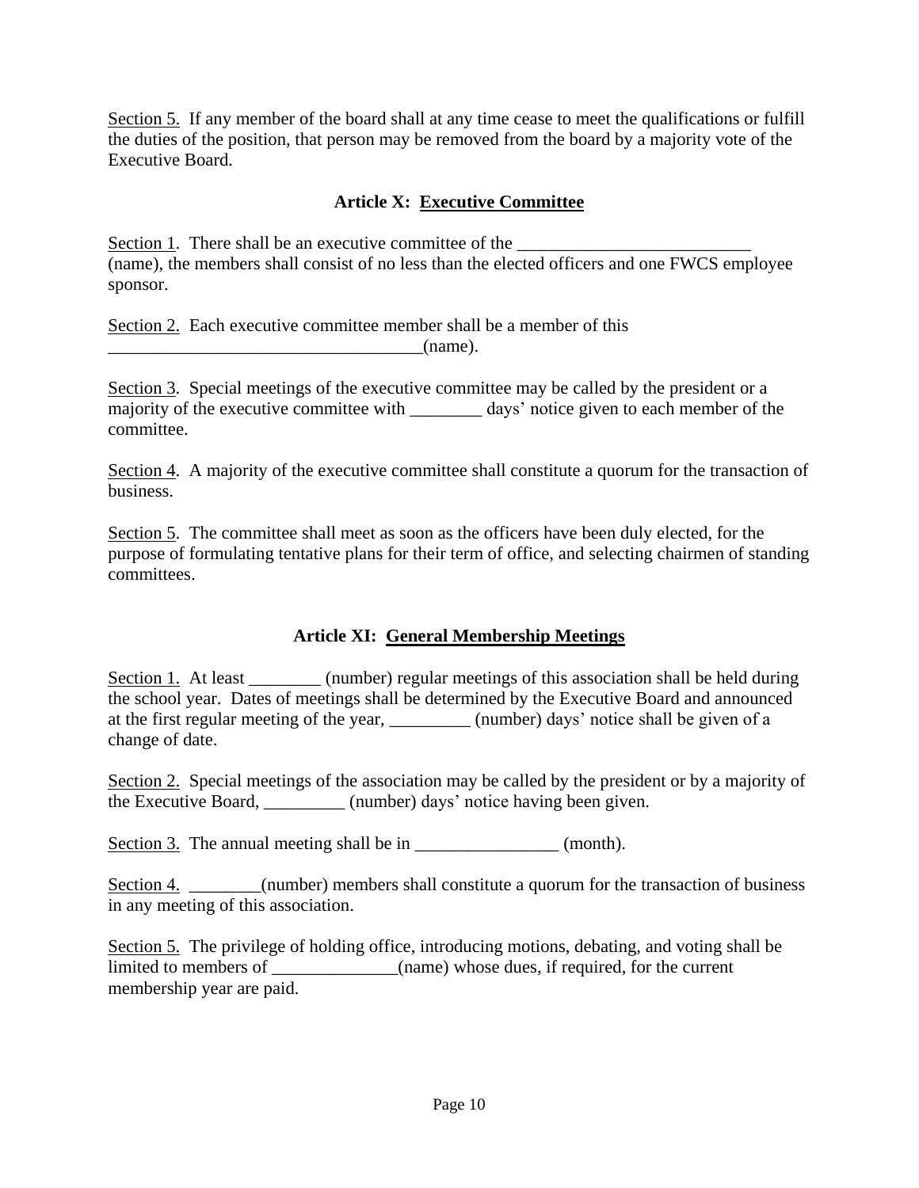Section 5. If any member of the board shall at any time cease to meet the qualifications or fulfill the duties of the position, that person may be removed from the board by a majority vote of the Executive Board.

### Article X: Executive Committee

Section 1. There shall be an executive committee of the __________________________ (name), the members shall consist of no less than the elected officers and one FWCS employee sponsor.

Section 2. Each executive committee member shall be a member of this ___________________________________(name).

Section 3. Special meetings of the executive committee may be called by the president or a majority of the executive committee with ________ days' notice given to each member of the committee.

Section 4. A majority of the executive committee shall constitute a quorum for the transaction of business.

Section 5. The committee shall meet as soon as the officers have been duly elected, for the purpose of formulating tentative plans for their term of office, and selecting chairmen of standing committees.

### Article XI: General Membership Meetings

Section 1. At least ________ (number) regular meetings of this association shall be held during the school year. Dates of meetings shall be determined by the Executive Board and announced at the first regular meeting of the year, _________ (number) days' notice shall be given of a change of date.

Section 2. Special meetings of the association may be called by the president or by a majority of the Executive Board, _________ (number) days' notice having been given.

Section 3. The annual meeting shall be in ________________ (month).

Section 4. ________(number) members shall constitute a quorum for the transaction of business in any meeting of this association.

Section 5. The privilege of holding office, introducing motions, debating, and voting shall be limited to members of ______________(name) whose dues, if required, for the current membership year are paid.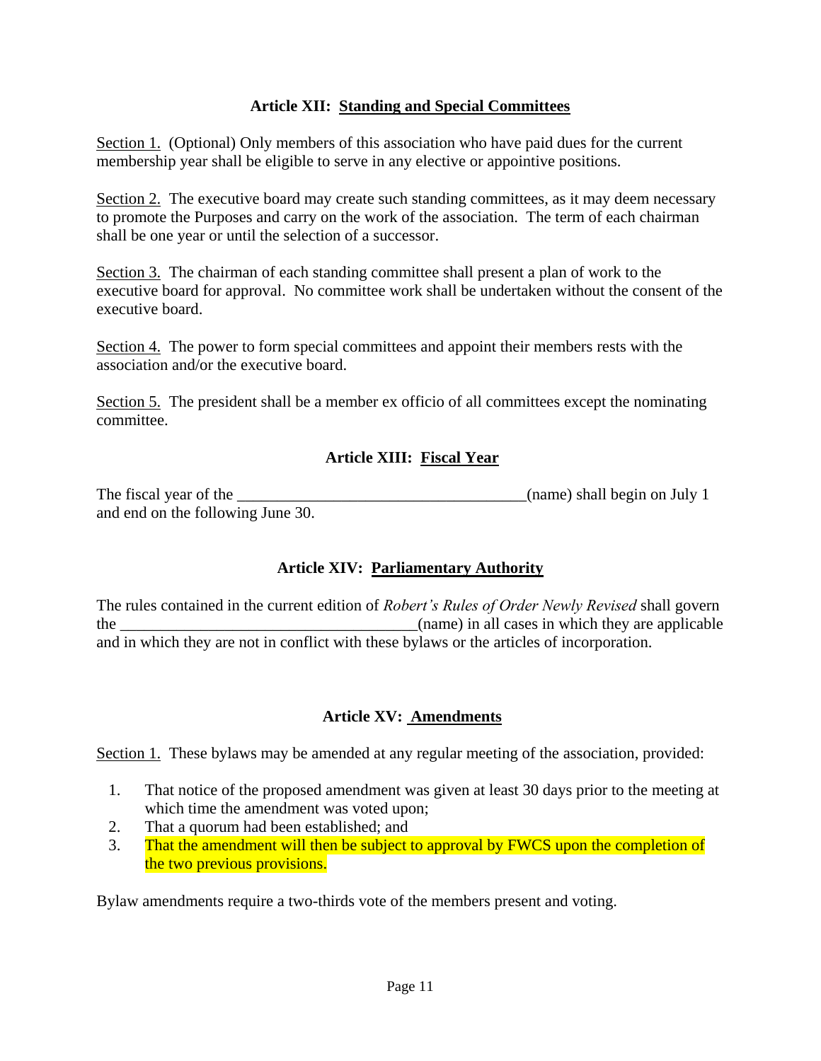## Article XII: Standing and Special Committees

Section 1. (Optional) Only members of this association who have paid dues for the current membership year shall be eligible to serve in any elective or appointive positions.

Section 2. The executive board may create such standing committees, as it may deem necessary to promote the Purposes and carry on the work of the association. The term of each chairman shall be one year or until the selection of a successor.

Section 3. The chairman of each standing committee shall present a plan of work to the executive board for approval. No committee work shall be undertaken without the consent of the executive board.

Section 4. The power to form special committees and appoint their members rests with the association and/or the executive board.

Section 5. The president shall be a member ex officio of all committees except the nominating committee.

## Article XIII: Fiscal Year

The fiscal year of the ____________________________________(name) shall begin on July 1 and end on the following June 30.

## Article XIV: Parliamentary Authority

The rules contained in the current edition of *Robert's Rules of Order Newly Revised* shall govern the ____________________________________(name) in all cases in which they are applicable and in which they are not in conflict with these bylaws or the articles of incorporation.

## Article XV: Amendments

Section 1. These bylaws may be amended at any regular meeting of the association, provided:

1. That notice of the proposed amendment was given at least 30 days prior to the meeting at which time the amendment was voted upon;
2. That a quorum had been established; and
3. That the amendment will then be subject to approval by FWCS upon the completion of the two previous provisions.

Bylaw amendments require a two-thirds vote of the members present and voting.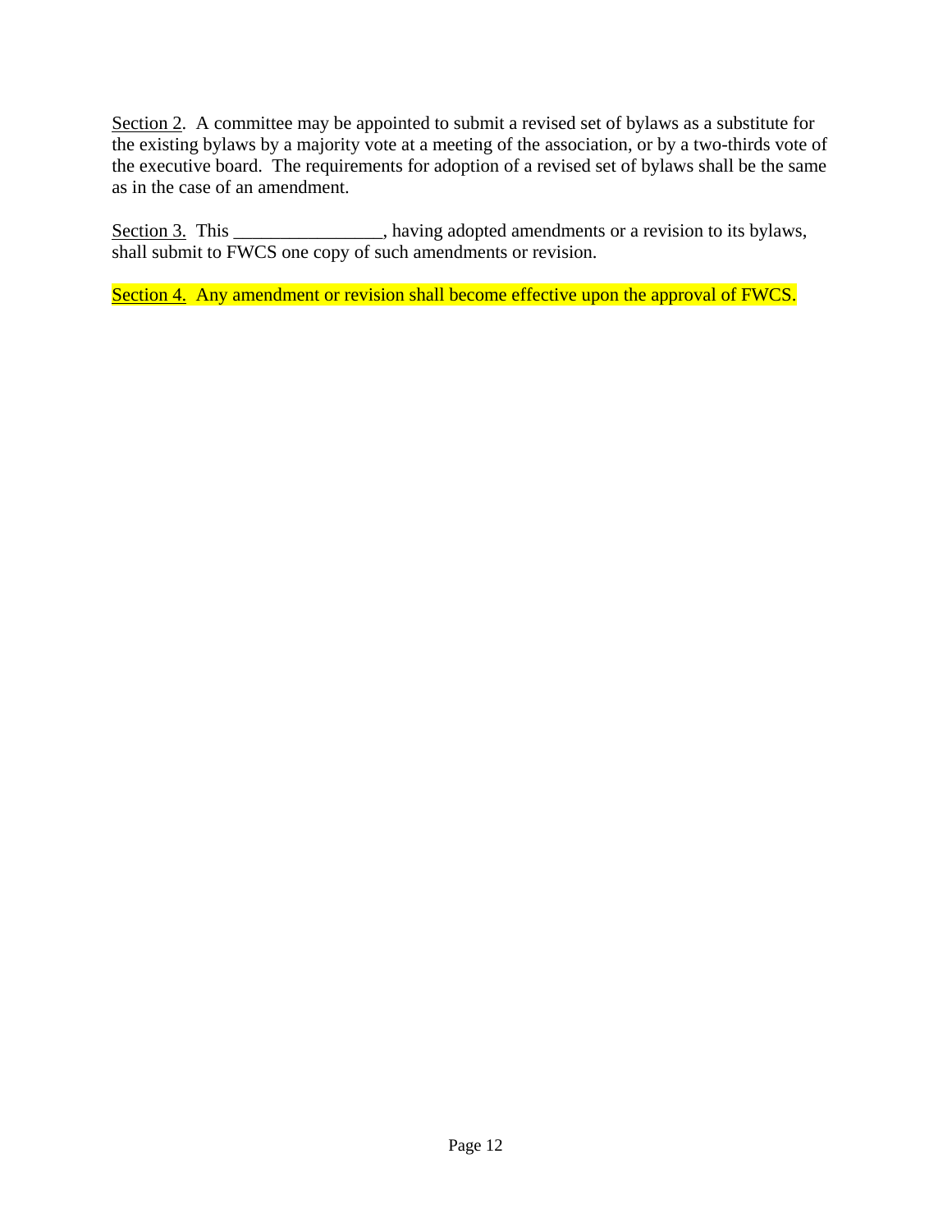Section 2. A committee may be appointed to submit a revised set of bylaws as a substitute for the existing bylaws by a majority vote at a meeting of the association, or by a two-thirds vote of the executive board. The requirements for adoption of a revised set of bylaws shall be the same as in the case of an amendment.

Section 3. This ________________, having adopted amendments or a revision to its bylaws, shall submit to FWCS one copy of such amendments or revision.

Section 4. Any amendment or revision shall become effective upon the approval of FWCS.